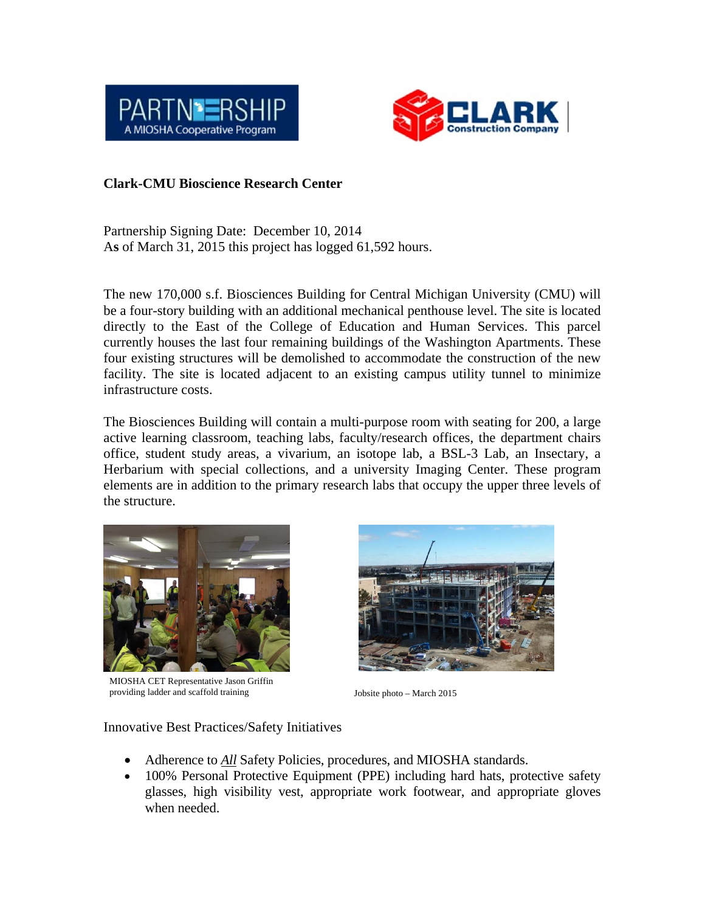**Clark-CMU Bioscience Research Center**

Partnership Signing Date: December 10, 2014
As of March 31, 2015 this project has logged 61,592 hours.

The new 170,000 s.f. Biosciences Building for Central Michigan University (CMU) will be a four-story building with an additional mechanical penthouse level. The site is located directly to the East of the College of Education and Human Services. This parcel currently houses the last four remaining buildings of the Washington Apartments. These four existing structures will be demolished to accommodate the construction of the new facility. The site is located adjacent to an existing campus utility tunnel to minimize infrastructure costs.

The Biosciences Building will contain a multi-purpose room with seating for 200, a large active learning classroom, teaching labs, faculty/research offices, the department chairs office, student study areas, a vivarium, an isotope lab, a BSL-3 Lab, an Insectary, a Herbarium with special collections, and a university Imaging Center. These program elements are in addition to the primary research labs that occupy the upper three levels of the structure.

MIOSHA CET Representative Jason Griffin providing ladder and scaffold training

Jobsite photo – March 2015

Innovative Best Practices/Safety Initiatives

- Adherence to ***All*** Safety Policies, procedures, and MIOSHA standards.
- 100% Personal Protective Equipment (PPE) including hard hats, protective safety glasses, high visibility vest, appropriate work footwear, and appropriate gloves when needed.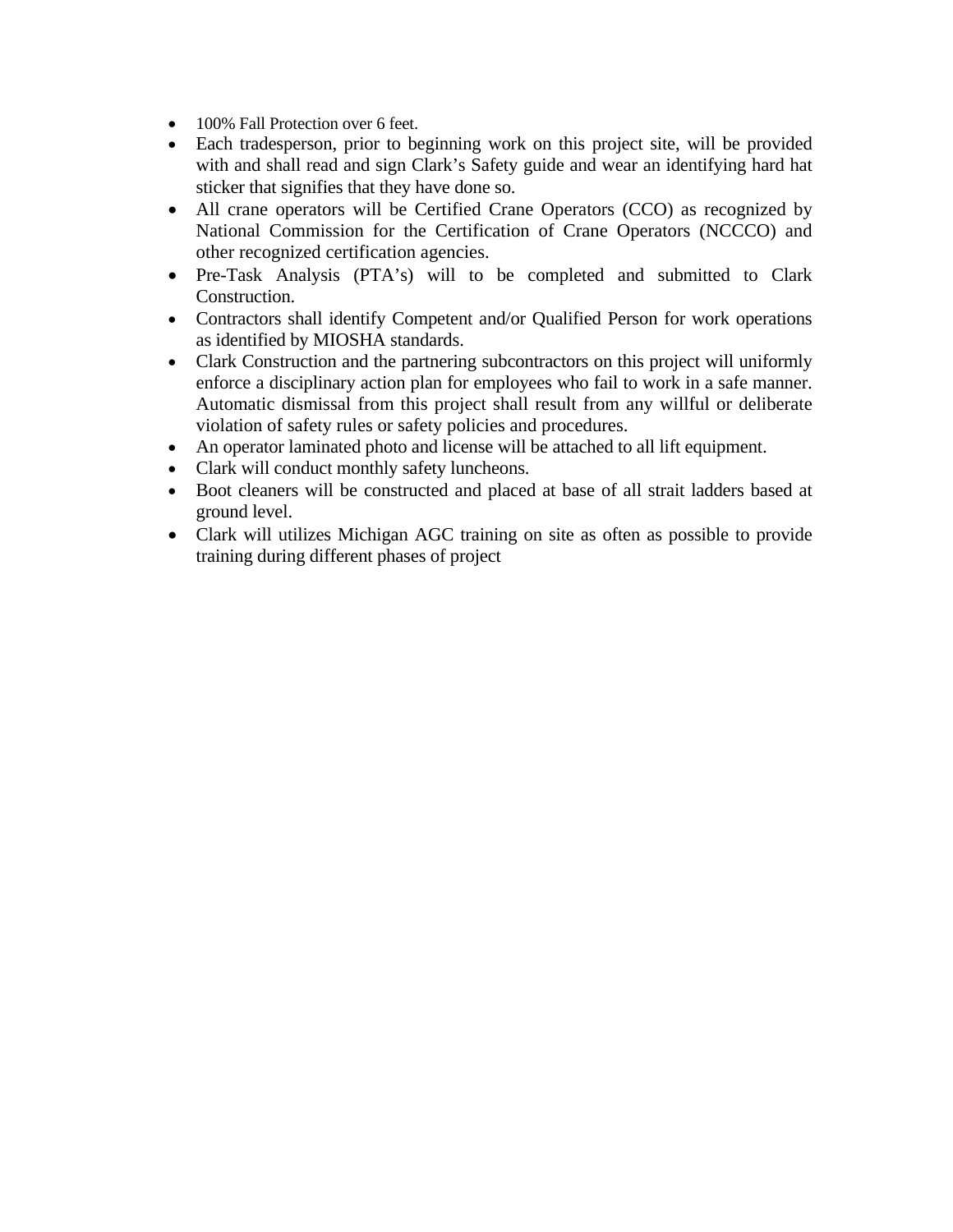- 100% Fall Protection over 6 feet.
- Each tradesperson, prior to beginning work on this project site, will be provided with and shall read and sign Clark's Safety guide and wear an identifying hard hat sticker that signifies that they have done so.
- All crane operators will be Certified Crane Operators (CCO) as recognized by National Commission for the Certification of Crane Operators (NCCCO) and other recognized certification agencies.
- Pre-Task Analysis (PTA's) will to be completed and submitted to Clark Construction.
- Contractors shall identify Competent and/or Qualified Person for work operations as identified by MIOSHA standards.
- Clark Construction and the partnering subcontractors on this project will uniformly enforce a disciplinary action plan for employees who fail to work in a safe manner. Automatic dismissal from this project shall result from any willful or deliberate violation of safety rules or safety policies and procedures.
- An operator laminated photo and license will be attached to all lift equipment.
- Clark will conduct monthly safety luncheons.
- Boot cleaners will be constructed and placed at base of all strait ladders based at ground level.
- Clark will utilizes Michigan AGC training on site as often as possible to provide training during different phases of project